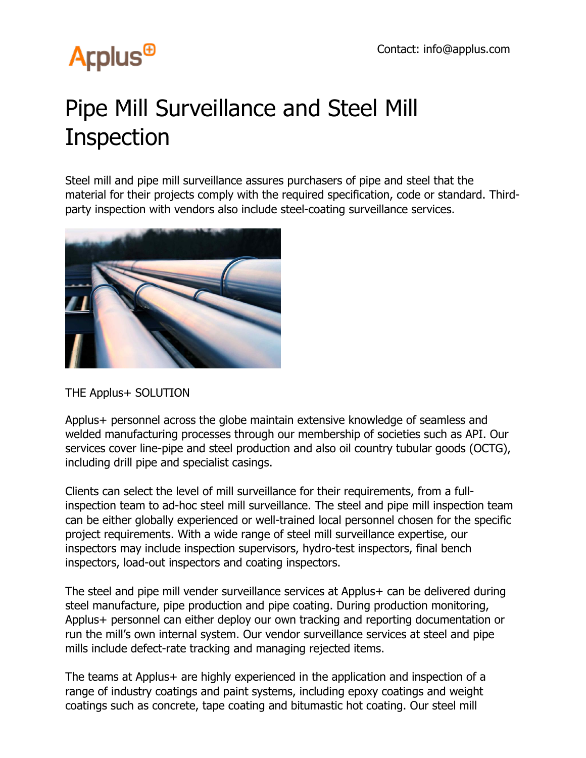Contact: info@applus.com

# Pipe Mill Surveillance and Steel Mill Inspection

Steel mill and pipe mill surveillance assures purchasers of pipe and steel that the material for their projects comply with the required specification, code or standard. Third-party inspection with vendors also include steel-coating surveillance services.

THE Applus+ SOLUTION

Applus+ personnel across the globe maintain extensive knowledge of seamless and welded manufacturing processes through our membership of societies such as API. Our services cover line-pipe and steel production and also oil country tubular goods (OCTG), including drill pipe and specialist casings.

Clients can select the level of mill surveillance for their requirements, from a full-inspection team to ad-hoc steel mill surveillance. The steel and pipe mill inspection team can be either globally experienced or well-trained local personnel chosen for the specific project requirements. With a wide range of steel mill surveillance expertise, our inspectors may include inspection supervisors, hydro-test inspectors, final bench inspectors, load-out inspectors and coating inspectors.

The steel and pipe mill vender surveillance services at Applus+ can be delivered during steel manufacture, pipe production and pipe coating. During production monitoring, Applus+ personnel can either deploy our own tracking and reporting documentation or run the mill's own internal system. Our vendor surveillance services at steel and pipe mills include defect-rate tracking and managing rejected items.

The teams at Applus+ are highly experienced in the application and inspection of a range of industry coatings and paint systems, including epoxy coatings and weight coatings such as concrete, tape coating and bitumastic hot coating. Our steel mill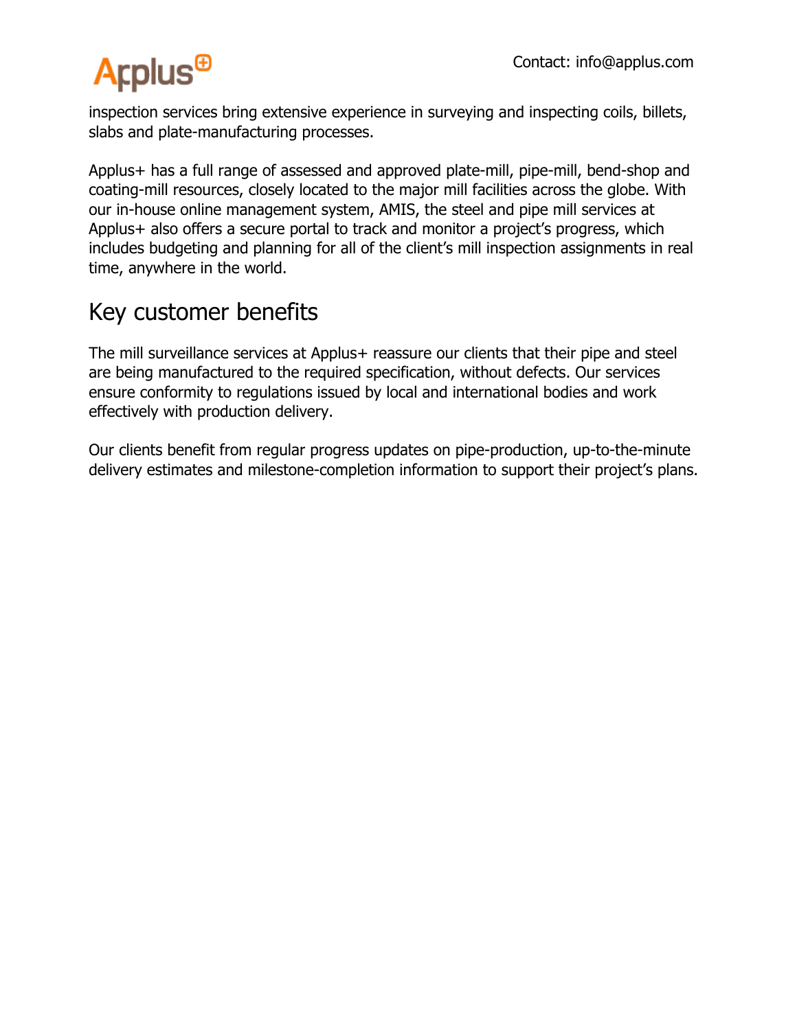inspection services bring extensive experience in surveying and inspecting coils, billets, slabs and plate-manufacturing processes.

Applus+ has a full range of assessed and approved plate-mill, pipe-mill, bend-shop and coating-mill resources, closely located to the major mill facilities across the globe. With our in-house online management system, AMIS, the steel and pipe mill services at Applus+ also offers a secure portal to track and monitor a project's progress, which includes budgeting and planning for all of the client's mill inspection assignments in real time, anywhere in the world.

## Key customer benefits

The mill surveillance services at Applus+ reassure our clients that their pipe and steel are being manufactured to the required specification, without defects. Our services ensure conformity to regulations issued by local and international bodies and work effectively with production delivery.

Our clients benefit from regular progress updates on pipe-production, up-to-the-minute delivery estimates and milestone-completion information to support their project's plans.